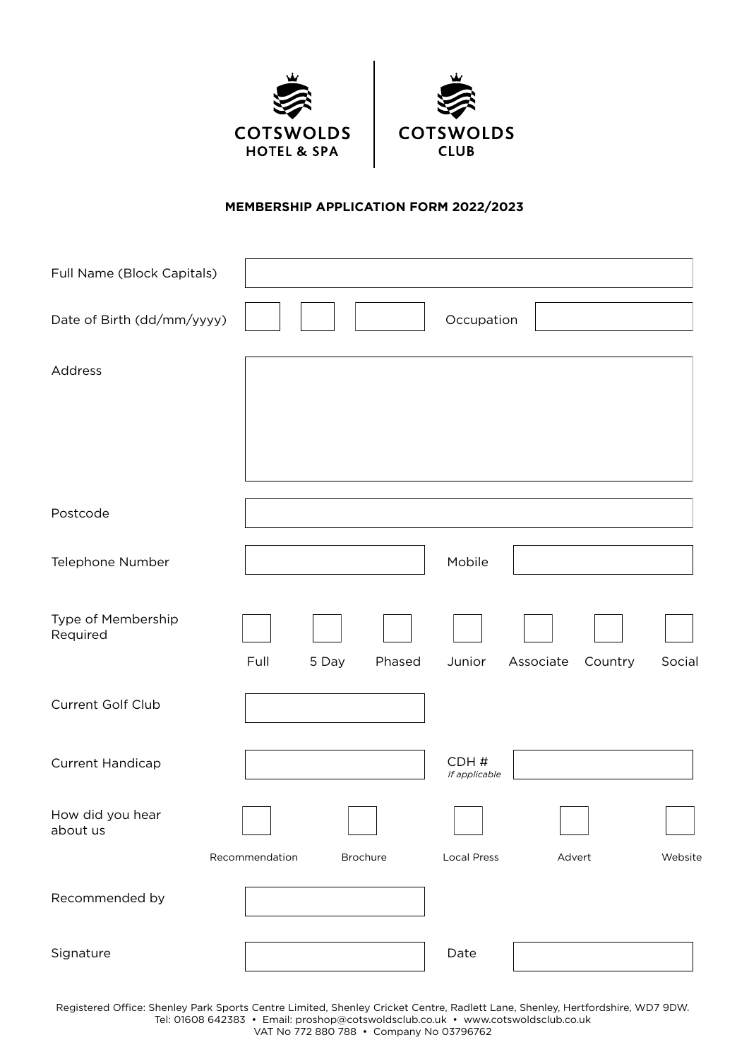COTSWOLDS HOTEL & SPA | COTSWOLDS CLUB

**MEMBERSHIP APPLICATION FORM 2022/2023**

Full Name (Block Capitals)

Date of Birth (dd/mm/yyyy) | Occupation

Address

Postcode

Telephone Number | Mobile

Type of Membership Required

- [ ] Full
- [ ] 5 Day
- [ ] Phased
- [ ] Junior
- [ ] Associate
- [ ] Country
- [ ] Social

Current Golf Club

Current Handicap | CDH # *If applicable*

How did you hear about us

- [ ] Recommendation
- [ ] Brochure
- [ ] Local Press
- [ ] Advert
- [ ] Website

Recommended by

Signature | Date

Registered Office: Shenley Park Sports Centre Limited, Shenley Cricket Centre, Radlett Lane, Shenley, Hertfordshire, WD7 9DW.
Tel: 01608 642383 • Email: proshop@cotswoldsclub.co.uk • www.cotswoldsclub.co.uk
VAT No 772 880 788 • Company No 03796762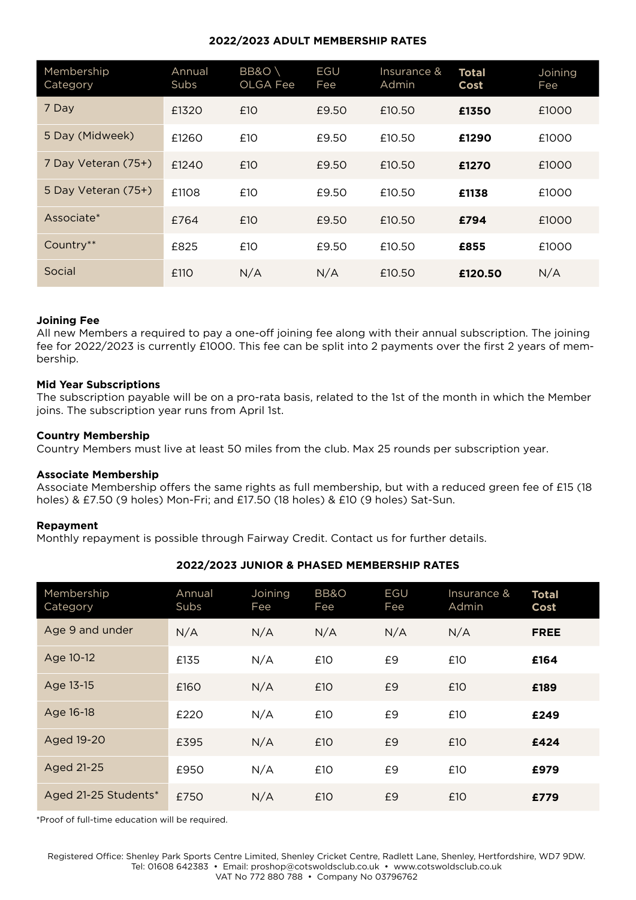## 2022/2023 ADULT MEMBERSHIP RATES

| Membership Category | Annual Subs | BB&O \ OLGA Fee | EGU Fee | Insurance & Admin | **Total Cost** | Joining Fee |
|---|---|---|---|---|---|---|
| 7 Day | £1320 | £10 | £9.50 | £10.50 | **£1350** | £1000 |
| 5 Day (Midweek) | £1260 | £10 | £9.50 | £10.50 | **£1290** | £1000 |
| 7 Day Veteran (75+) | £1240 | £10 | £9.50 | £10.50 | **£1270** | £1000 |
| 5 Day Veteran (75+) | £1108 | £10 | £9.50 | £10.50 | **£1138** | £1000 |
| Associate* | £764 | £10 | £9.50 | £10.50 | **£794** | £1000 |
| Country** | £825 | £10 | £9.50 | £10.50 | **£855** | £1000 |
| Social | £110 | N/A | N/A | £10.50 | **£120.50** | N/A |

**Joining Fee**
All new Members a required to pay a one-off joining fee along with their annual subscription. The joining fee for 2022/2023 is currently £1000. This fee can be split into 2 payments over the first 2 years of membership.

**Mid Year Subscriptions**
The subscription payable will be on a pro-rata basis, related to the 1st of the month in which the Member joins. The subscription year runs from April 1st.

**Country Membership**
Country Members must live at least 50 miles from the club. Max 25 rounds per subscription year.

**Associate Membership**
Associate Membership offers the same rights as full membership, but with a reduced green fee of £15 (18 holes) & £7.50 (9 holes) Mon-Fri; and £17.50 (18 holes) & £10 (9 holes) Sat-Sun.

**Repayment**
Monthly repayment is possible through Fairway Credit. Contact us for further details.

## 2022/2023 JUNIOR & PHASED MEMBERSHIP RATES

| Membership Category | Annual Subs | Joining Fee | BB&O Fee | EGU Fee | Insurance & Admin | **Total Cost** |
|---|---|---|---|---|---|---|
| Age 9 and under | N/A | N/A | N/A | N/A | N/A | **FREE** |
| Age 10-12 | £135 | N/A | £10 | £9 | £10 | **£164** |
| Age 13-15 | £160 | N/A | £10 | £9 | £10 | **£189** |
| Age 16-18 | £220 | N/A | £10 | £9 | £10 | **£249** |
| Aged 19-20 | £395 | N/A | £10 | £9 | £10 | **£424** |
| Aged 21-25 | £950 | N/A | £10 | £9 | £10 | **£979** |
| Aged 21-25 Students* | £750 | N/A | £10 | £9 | £10 | **£779** |

*Proof of full-time education will be required.

Registered Office: Shenley Park Sports Centre Limited, Shenley Cricket Centre, Radlett Lane, Shenley, Hertfordshire, WD7 9DW.
Tel: 01608 642383 • Email: proshop@cotswoldsclub.co.uk • www.cotswoldsclub.co.uk
VAT No 772 880 788 • Company No 03796762